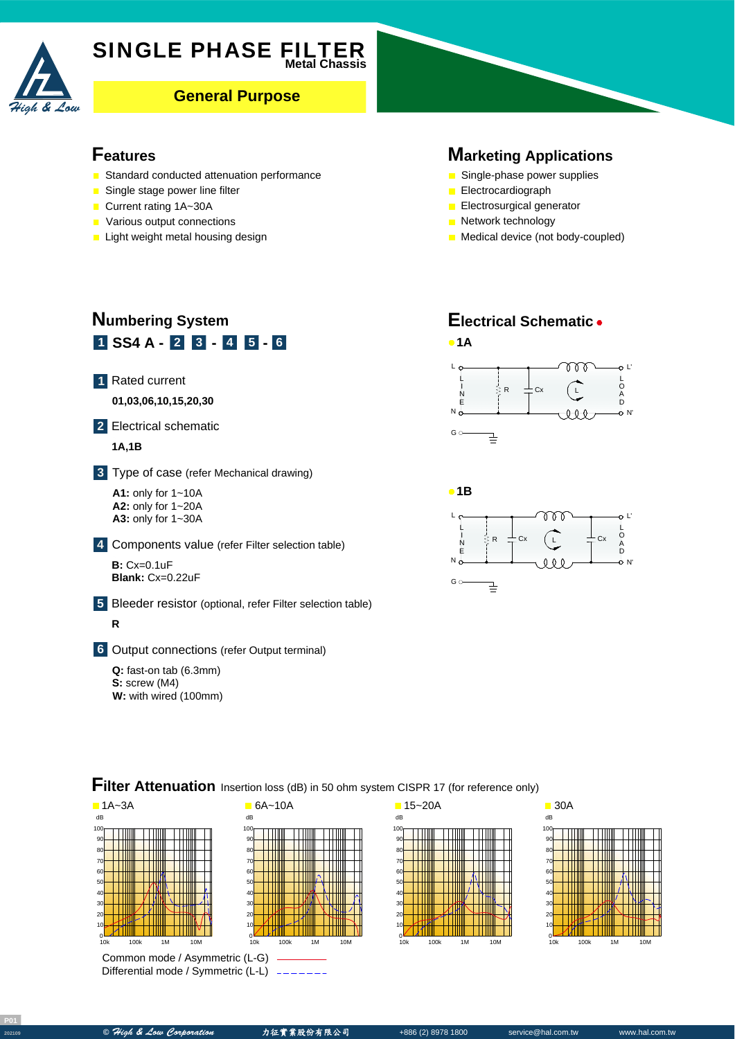# SINGLE PHASE FILTER

**Metal Chassis**

**General Purpose**

## Features

- Standard conducted attenuation performance
- Single stage power line filter
- Current rating 1A~30A
- Various output connections
- Light weight metal housing design

## Marketing Applications

- Single-phase power supplies
- Electrocardiograph
- Electrosurgical generator
- Network technology
- Medical device (not body-coupled)

## Numbering System

**1 SS4 A - 2 3 - 4 5 - 6**

**1** Rated current

**01,03,06,10,15,20,30**

**2** Electrical schematic

**1A,1B**

**3** Type of case (refer Mechanical drawing)

**A1:** only for 1~10A
**A2:** only for 1~20A
**A3:** only for 1~30A

**4** Components value (refer Filter selection table)

**B:** Cx=0.1uF
**Blank:** Cx=0.22uF

**5** Bleeder resistor (optional, refer Filter selection table)

**R**

**6** Output connections (refer Output terminal)

**Q:** fast-on tab (6.3mm)
**S:** screw (M4)
**W:** with wired (100mm)

## Electrical Schematic

**1A**

L, N, G — LINE — R, Cx, L — LOAD — L', N'

**1B**

L, N, G — LINE — R, Cx, L, Cx — LOAD — L', N'

## Filter Attenuation

Insertion loss (dB) in 50 ohm system CISPR 17 (for reference only)

1A~3A | 6A~10A | 15~20A | 30A

dB: 0–100; Frequency: 10k, 100k, 1M, 10M

Common mode / Asymmetric (L-G) ————

Differential mode / Symmetric (L-L) - - - - - - -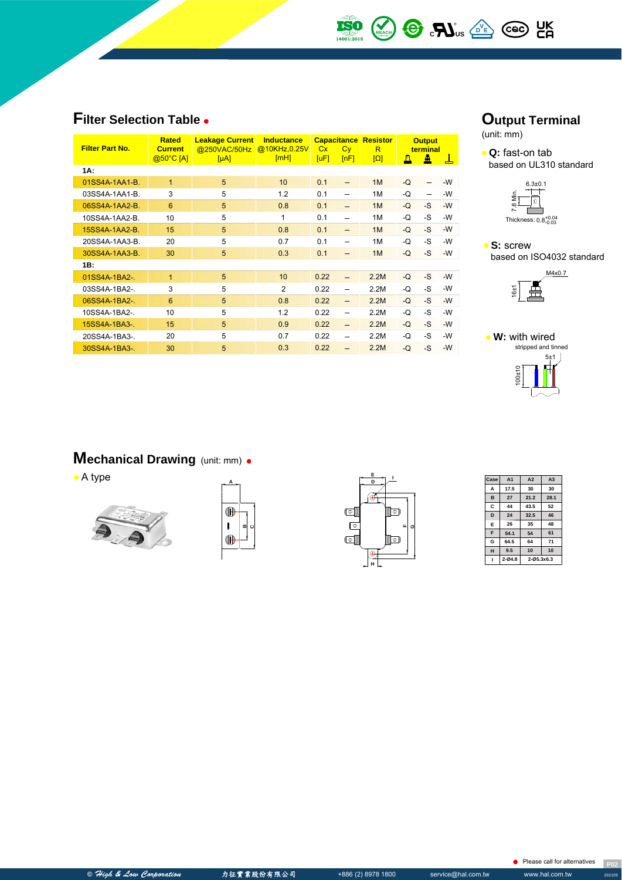## Filter Selection Table

| Filter Part No. | Rated Current @50°C [A] | Leakage Current @250VAC/50Hz [μA] | Inductance @10KHz,0.25V [mH] | Capacitance Cx [uF] | Capacitance Cy [nF] | Resistor R [Ω] | Output terminal | | |
|---|---|---|---|---|---|---|---|---|---|
| **1A:** | | | | | | | | | |
| 01SS4A-1AA1-B. | 1 | 5 | 10 | 0.1 | – | 1M | -Q | – | -W |
| 03SS4A-1AA1-B. | 3 | 5 | 1.2 | 0.1 | – | 1M | -Q | – | -W |
| 06SS4A-1AA2-B. | 6 | 5 | 0.8 | 0.1 | – | 1M | -Q | -S | -W |
| 10SS4A-1AA2-B. | 10 | 5 | 1 | 0.1 | – | 1M | -Q | -S | -W |
| 15SS4A-1AA2-B. | 15 | 5 | 0.8 | 0.1 | – | 1M | -Q | -S | -W |
| 20SS4A-1AA3-B. | 20 | 5 | 0.7 | 0.1 | – | 1M | -Q | -S | -W |
| 30SS4A-1AA3-B. | 30 | 5 | 0.3 | 0.1 | – | 1M | -Q | -S | -W |
| **1B:** | | | | | | | | | |
| 01SS4A-1BA2-. | 1 | 5 | 10 | 0.22 | – | 2.2M | -Q | -S | -W |
| 03SS4A-1BA2-. | 3 | 5 | 2 | 0.22 | – | 2.2M | -Q | -S | -W |
| 06SS4A-1BA2-. | 6 | 5 | 0.8 | 0.22 | – | 2.2M | -Q | -S | -W |
| 10SS4A-1BA2-. | 10 | 5 | 1.2 | 0.22 | – | 2.2M | -Q | -S | -W |
| 15SS4A-1BA3-. | 15 | 5 | 0.9 | 0.22 | – | 2.2M | -Q | -S | -W |
| 20SS4A-1BA3-. | 20 | 5 | 0.7 | 0.22 | – | 2.2M | -Q | -S | -W |
| 30SS4A-1BA3-. | 30 | 5 | 0.3 | 0.22 | – | 2.2M | -Q | -S | -W |

## Output Terminal

(unit: mm)

- **Q:** fast-on tab based on UL310 standard

6.3±0.1
7.8 Min.
Thickness: $0.8^{+0.04}_{-0.03}$

- **S:** screw based on ISO4032 standard

M4x0.7
16±1

- **W:** with wired

stripped and tinned
5±1
100±10

## Mechanical Drawing (unit: mm)

- A type

| Case | A1 | A2 | A3 |
|---|---|---|---|
| A | 17.5 | 30 | 30 |
| B | 27 | 21.2 | 28.1 |
| C | 44 | 43.5 | 52 |
| D | 24 | 32.5 | 46 |
| E | 26 | 35 | 48 |
| F | 54.1 | 54 | 61 |
| G | 64.5 | 64 | 71 |
| H | 9.5 | 10 | 10 |
| I | 2-Ø4.8 | 2-Ø5.3x6.3 | |

● Please call for alternatives